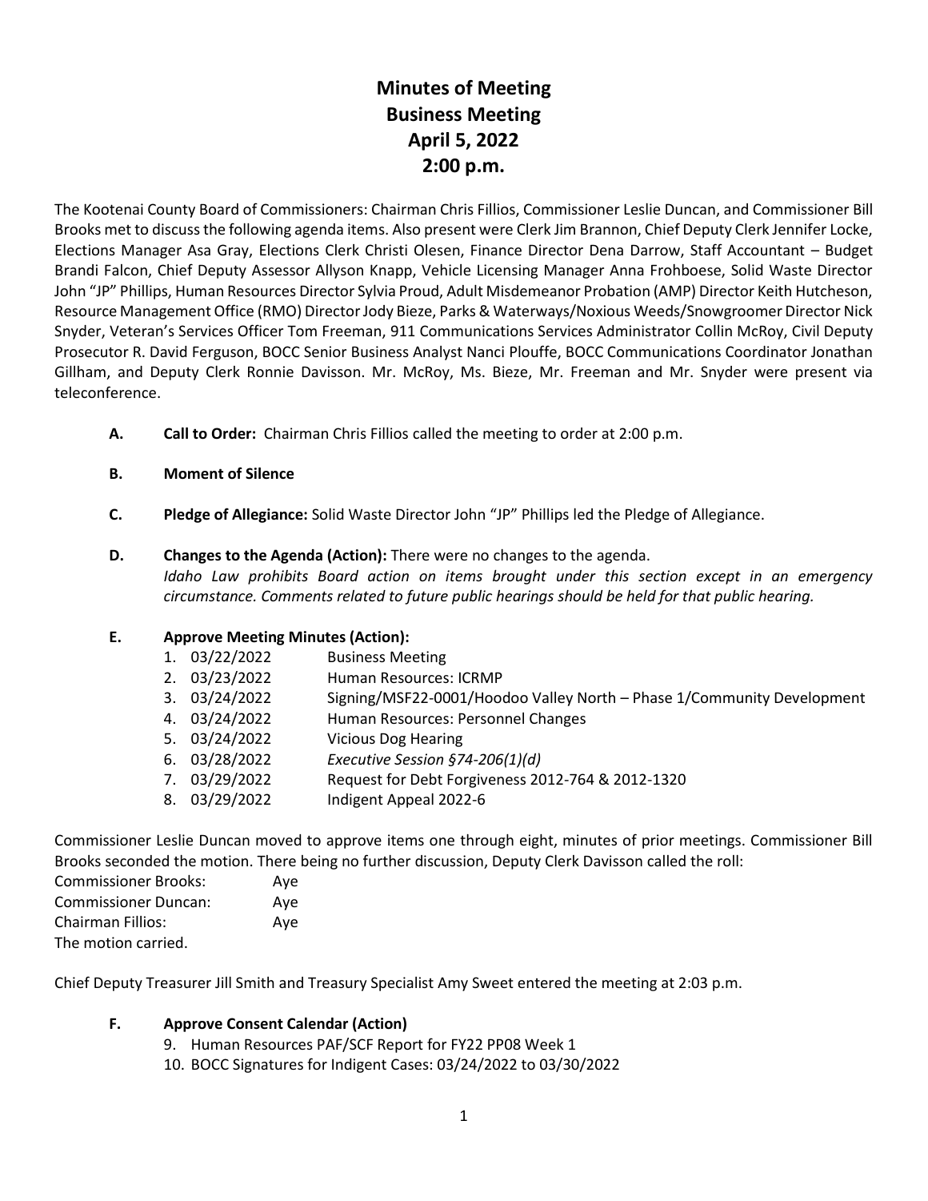# Minutes of Meeting
# Business Meeting
# April 5, 2022
# 2:00 p.m.

The Kootenai County Board of Commissioners: Chairman Chris Fillios, Commissioner Leslie Duncan, and Commissioner Bill Brooks met to discuss the following agenda items. Also present were Clerk Jim Brannon, Chief Deputy Clerk Jennifer Locke, Elections Manager Asa Gray, Elections Clerk Christi Olesen, Finance Director Dena Darrow, Staff Accountant – Budget Brandi Falcon, Chief Deputy Assessor Allyson Knapp, Vehicle Licensing Manager Anna Frohboese, Solid Waste Director John "JP" Phillips, Human Resources Director Sylvia Proud, Adult Misdemeanor Probation (AMP) Director Keith Hutcheson, Resource Management Office (RMO) Director Jody Bieze, Parks & Waterways/Noxious Weeds/Snowgroomer Director Nick Snyder, Veteran's Services Officer Tom Freeman, 911 Communications Services Administrator Collin McRoy, Civil Deputy Prosecutor R. David Ferguson, BOCC Senior Business Analyst Nanci Plouffe, BOCC Communications Coordinator Jonathan Gillham, and Deputy Clerk Ronnie Davisson. Mr. McRoy, Ms. Bieze, Mr. Freeman and Mr. Snyder were present via teleconference.

**A. Call to Order:** Chairman Chris Fillios called the meeting to order at 2:00 p.m.

**B. Moment of Silence**

**C. Pledge of Allegiance:** Solid Waste Director John "JP" Phillips led the Pledge of Allegiance.

**D. Changes to the Agenda (Action):** There were no changes to the agenda.
*Idaho Law prohibits Board action on items brought under this section except in an emergency circumstance. Comments related to future public hearings should be held for that public hearing.*

**E. Approve Meeting Minutes (Action):**

1. 03/22/2022 Business Meeting
2. 03/23/2022 Human Resources: ICRMP
3. 03/24/2022 Signing/MSF22-0001/Hoodoo Valley North – Phase 1/Community Development
4. 03/24/2022 Human Resources: Personnel Changes
5. 03/24/2022 Vicious Dog Hearing
6. 03/28/2022 *Executive Session §74-206(1)(d)*
7. 03/29/2022 Request for Debt Forgiveness 2012-764 & 2012-1320
8. 03/29/2022 Indigent Appeal 2022-6

Commissioner Leslie Duncan moved to approve items one through eight, minutes of prior meetings. Commissioner Bill Brooks seconded the motion. There being no further discussion, Deputy Clerk Davisson called the roll:

Commissioner Brooks: Aye
Commissioner Duncan: Aye
Chairman Fillios: Aye
The motion carried.

Chief Deputy Treasurer Jill Smith and Treasury Specialist Amy Sweet entered the meeting at 2:03 p.m.

**F. Approve Consent Calendar (Action)**

9. Human Resources PAF/SCF Report for FY22 PP08 Week 1
10. BOCC Signatures for Indigent Cases: 03/24/2022 to 03/30/2022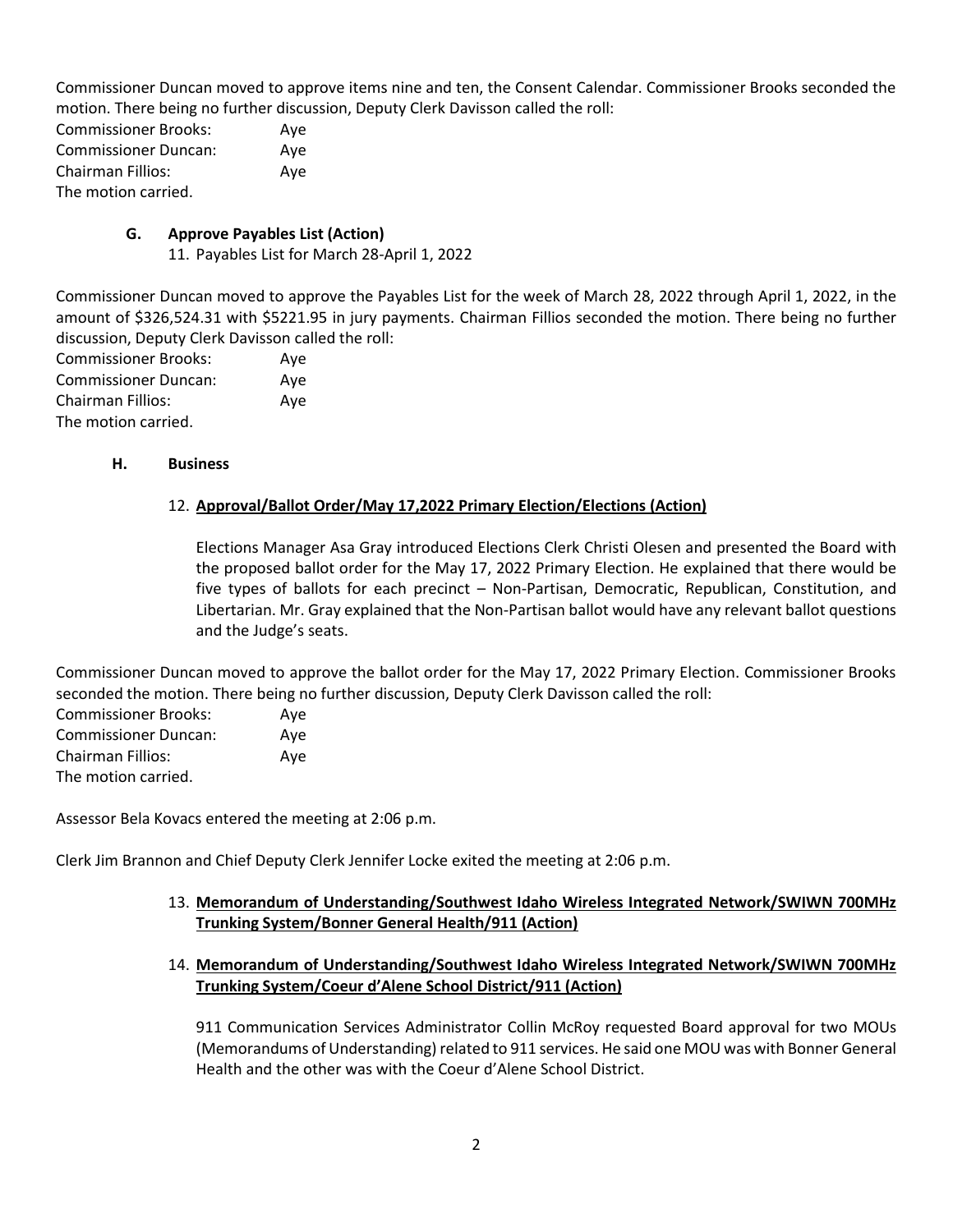Commissioner Duncan moved to approve items nine and ten, the Consent Calendar. Commissioner Brooks seconded the motion. There being no further discussion, Deputy Clerk Davisson called the roll:

Commissioner Brooks: Aye
Commissioner Duncan: Aye
Chairman Fillios: Aye
The motion carried.

### G. Approve Payables List (Action)

11. Payables List for March 28-April 1, 2022

Commissioner Duncan moved to approve the Payables List for the week of March 28, 2022 through April 1, 2022, in the amount of $326,524.31 with $5221.95 in jury payments. Chairman Fillios seconded the motion. There being no further discussion, Deputy Clerk Davisson called the roll:

Commissioner Brooks: Aye
Commissioner Duncan: Aye
Chairman Fillios: Aye
The motion carried.

### H. Business

12. **Approval/Ballot Order/May 17,2022 Primary Election/Elections (Action)**

Elections Manager Asa Gray introduced Elections Clerk Christi Olesen and presented the Board with the proposed ballot order for the May 17, 2022 Primary Election. He explained that there would be five types of ballots for each precinct – Non-Partisan, Democratic, Republican, Constitution, and Libertarian. Mr. Gray explained that the Non-Partisan ballot would have any relevant ballot questions and the Judge's seats.

Commissioner Duncan moved to approve the ballot order for the May 17, 2022 Primary Election. Commissioner Brooks seconded the motion. There being no further discussion, Deputy Clerk Davisson called the roll:

Commissioner Brooks: Aye
Commissioner Duncan: Aye
Chairman Fillios: Aye
The motion carried.

Assessor Bela Kovacs entered the meeting at 2:06 p.m.

Clerk Jim Brannon and Chief Deputy Clerk Jennifer Locke exited the meeting at 2:06 p.m.

13. **Memorandum of Understanding/Southwest Idaho Wireless Integrated Network/SWIWN 700MHz Trunking System/Bonner General Health/911 (Action)**

14. **Memorandum of Understanding/Southwest Idaho Wireless Integrated Network/SWIWN 700MHz Trunking System/Coeur d'Alene School District/911 (Action)**

911 Communication Services Administrator Collin McRoy requested Board approval for two MOUs (Memorandums of Understanding) related to 911 services. He said one MOU was with Bonner General Health and the other was with the Coeur d'Alene School District.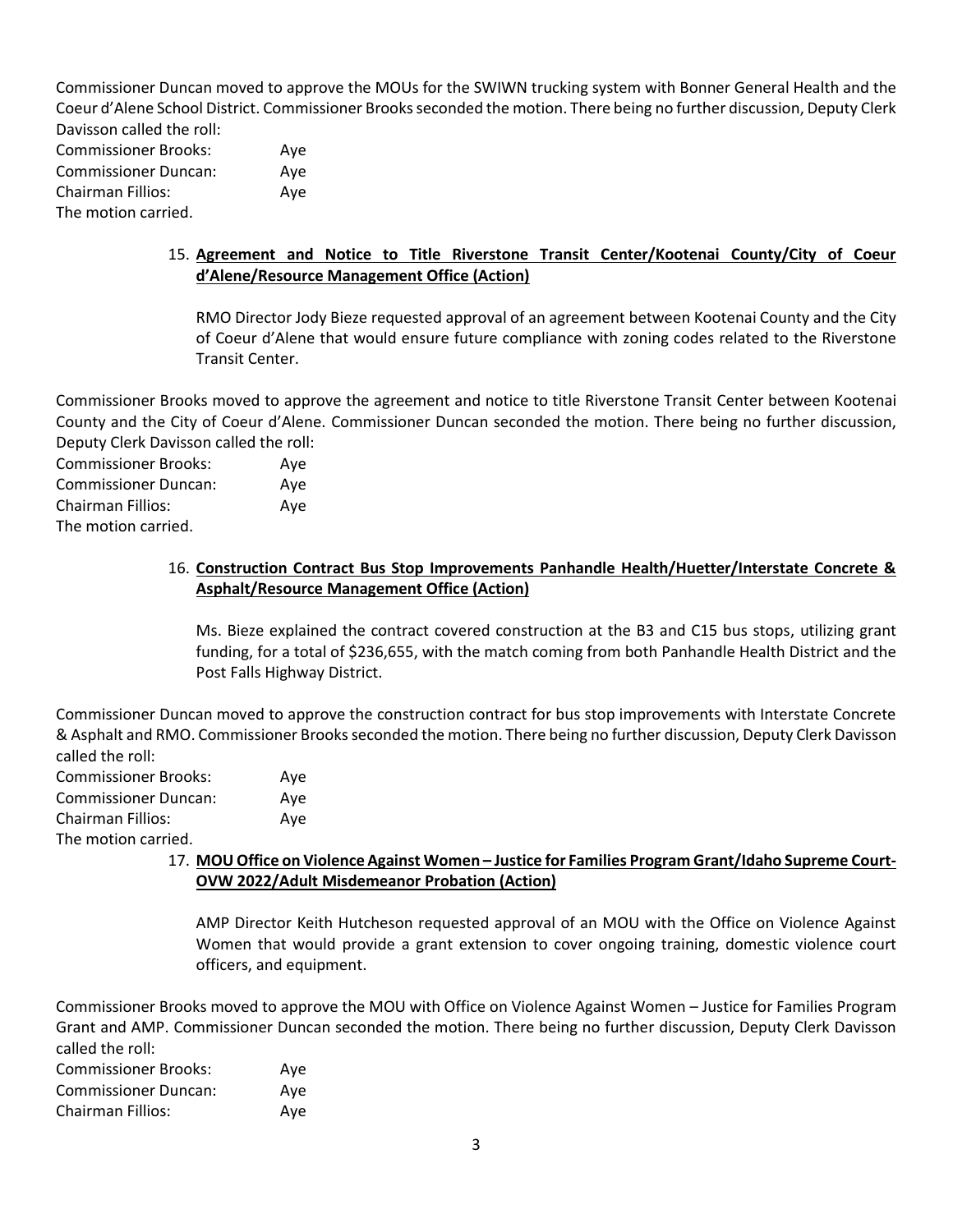Commissioner Duncan moved to approve the MOUs for the SWIWN trucking system with Bonner General Health and the Coeur d'Alene School District. Commissioner Brooks seconded the motion. There being no further discussion, Deputy Clerk Davisson called the roll:

Commissioner Brooks: Aye
Commissioner Duncan: Aye
Chairman Fillios: Aye
The motion carried.

15. **Agreement and Notice to Title Riverstone Transit Center/Kootenai County/City of Coeur d'Alene/Resource Management Office (Action)**

    RMO Director Jody Bieze requested approval of an agreement between Kootenai County and the City of Coeur d'Alene that would ensure future compliance with zoning codes related to the Riverstone Transit Center.

Commissioner Brooks moved to approve the agreement and notice to title Riverstone Transit Center between Kootenai County and the City of Coeur d'Alene. Commissioner Duncan seconded the motion. There being no further discussion, Deputy Clerk Davisson called the roll:

Commissioner Brooks: Aye
Commissioner Duncan: Aye
Chairman Fillios: Aye
The motion carried.

16. **Construction Contract Bus Stop Improvements Panhandle Health/Huetter/Interstate Concrete & Asphalt/Resource Management Office (Action)**

    Ms. Bieze explained the contract covered construction at the B3 and C15 bus stops, utilizing grant funding, for a total of $236,655, with the match coming from both Panhandle Health District and the Post Falls Highway District.

Commissioner Duncan moved to approve the construction contract for bus stop improvements with Interstate Concrete & Asphalt and RMO. Commissioner Brooks seconded the motion. There being no further discussion, Deputy Clerk Davisson called the roll:

Commissioner Brooks: Aye
Commissioner Duncan: Aye
Chairman Fillios: Aye
The motion carried.

17. **MOU Office on Violence Against Women – Justice for Families Program Grant/Idaho Supreme Court-OVW 2022/Adult Misdemeanor Probation (Action)**

    AMP Director Keith Hutcheson requested approval of an MOU with the Office on Violence Against Women that would provide a grant extension to cover ongoing training, domestic violence court officers, and equipment.

Commissioner Brooks moved to approve the MOU with Office on Violence Against Women – Justice for Families Program Grant and AMP. Commissioner Duncan seconded the motion. There being no further discussion, Deputy Clerk Davisson called the roll:

Commissioner Brooks: Aye
Commissioner Duncan: Aye
Chairman Fillios: Aye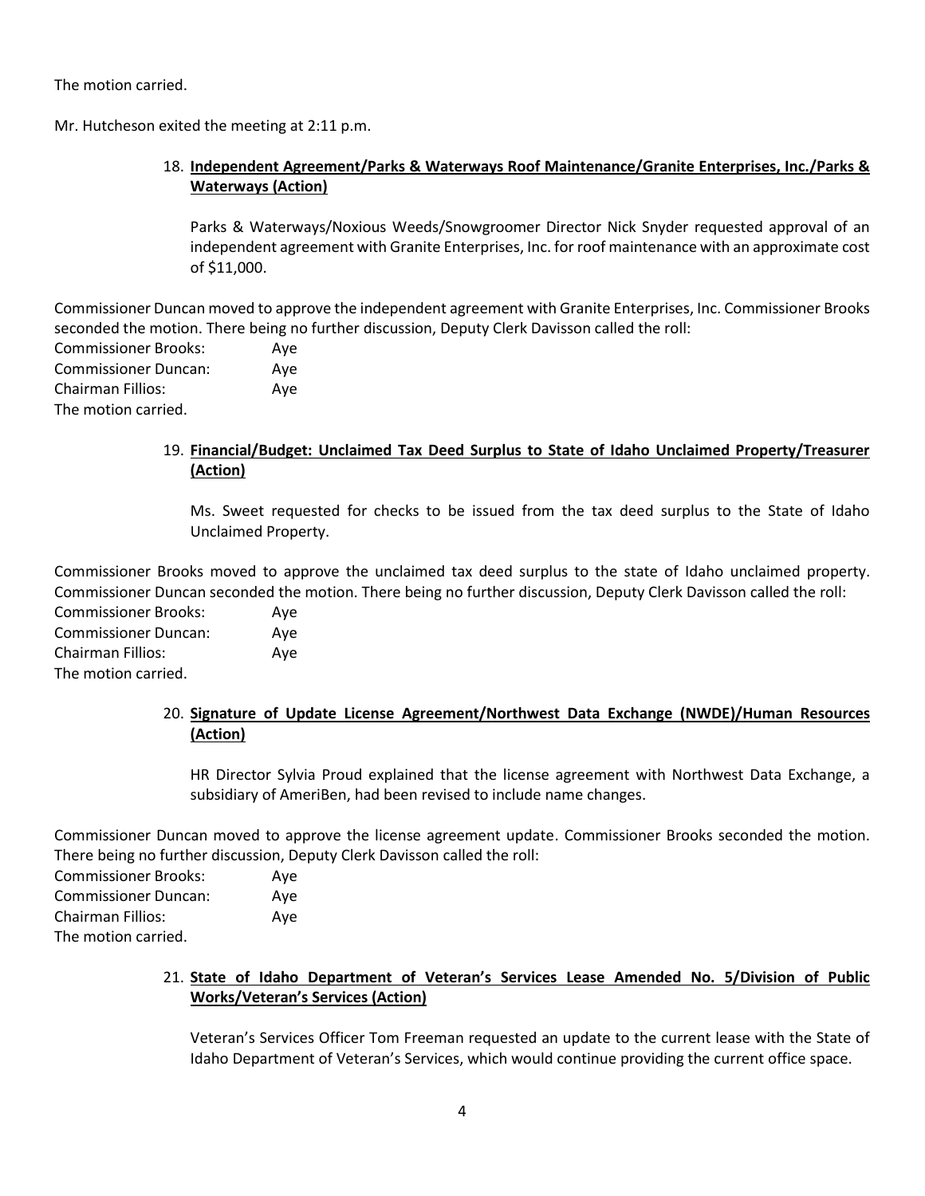The motion carried.

Mr. Hutcheson exited the meeting at 2:11 p.m.

18. **Independent Agreement/Parks & Waterways Roof Maintenance/Granite Enterprises, Inc./Parks & Waterways (Action)**

    Parks & Waterways/Noxious Weeds/Snowgroomer Director Nick Snyder requested approval of an independent agreement with Granite Enterprises, Inc. for roof maintenance with an approximate cost of $11,000.

Commissioner Duncan moved to approve the independent agreement with Granite Enterprises, Inc. Commissioner Brooks seconded the motion. There being no further discussion, Deputy Clerk Davisson called the roll:

Commissioner Brooks: Aye
Commissioner Duncan: Aye
Chairman Fillios: Aye
The motion carried.

19. **Financial/Budget: Unclaimed Tax Deed Surplus to State of Idaho Unclaimed Property/Treasurer (Action)**

    Ms. Sweet requested for checks to be issued from the tax deed surplus to the State of Idaho Unclaimed Property.

Commissioner Brooks moved to approve the unclaimed tax deed surplus to the state of Idaho unclaimed property. Commissioner Duncan seconded the motion. There being no further discussion, Deputy Clerk Davisson called the roll:

Commissioner Brooks: Aye
Commissioner Duncan: Aye
Chairman Fillios: Aye
The motion carried.

20. **Signature of Update License Agreement/Northwest Data Exchange (NWDE)/Human Resources (Action)**

    HR Director Sylvia Proud explained that the license agreement with Northwest Data Exchange, a subsidiary of AmeriBen, had been revised to include name changes.

Commissioner Duncan moved to approve the license agreement update. Commissioner Brooks seconded the motion. There being no further discussion, Deputy Clerk Davisson called the roll:

Commissioner Brooks: Aye
Commissioner Duncan: Aye
Chairman Fillios: Aye
The motion carried.

21. **State of Idaho Department of Veteran's Services Lease Amended No. 5/Division of Public Works/Veteran's Services (Action)**

    Veteran's Services Officer Tom Freeman requested an update to the current lease with the State of Idaho Department of Veteran's Services, which would continue providing the current office space.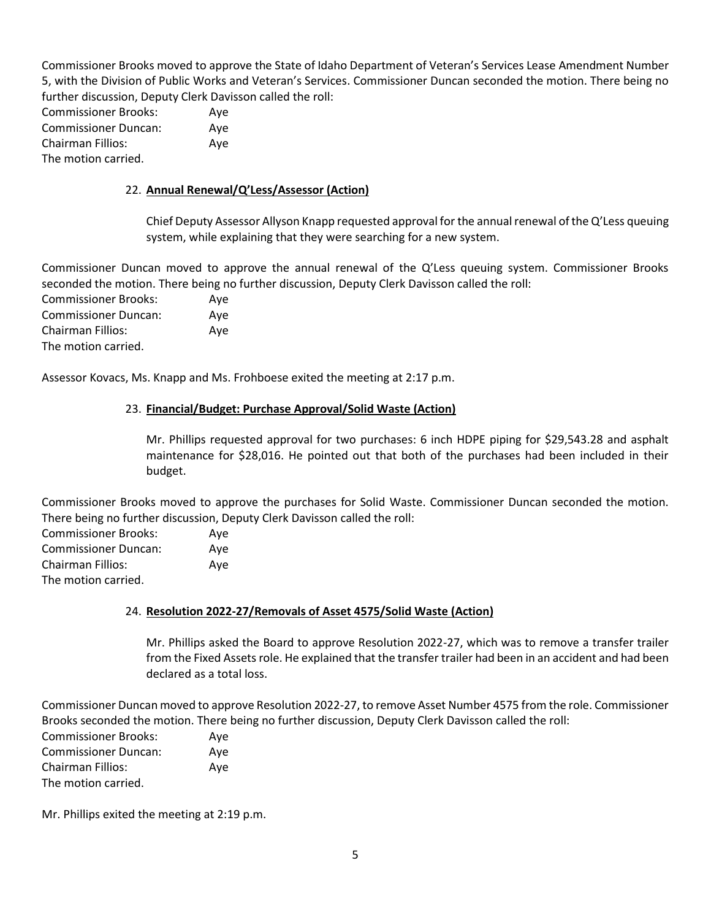Commissioner Brooks moved to approve the State of Idaho Department of Veteran's Services Lease Amendment Number 5, with the Division of Public Works and Veteran's Services. Commissioner Duncan seconded the motion. There being no further discussion, Deputy Clerk Davisson called the roll:

Commissioner Brooks: Aye
Commissioner Duncan: Aye
Chairman Fillios: Aye
The motion carried.

22. **Annual Renewal/Q'Less/Assessor (Action)**

    Chief Deputy Assessor Allyson Knapp requested approval for the annual renewal of the Q'Less queuing system, while explaining that they were searching for a new system.

Commissioner Duncan moved to approve the annual renewal of the Q'Less queuing system. Commissioner Brooks seconded the motion. There being no further discussion, Deputy Clerk Davisson called the roll:

Commissioner Brooks: Aye
Commissioner Duncan: Aye
Chairman Fillios: Aye
The motion carried.

Assessor Kovacs, Ms. Knapp and Ms. Frohboese exited the meeting at 2:17 p.m.

23. **Financial/Budget: Purchase Approval/Solid Waste (Action)**

    Mr. Phillips requested approval for two purchases: 6 inch HDPE piping for $29,543.28 and asphalt maintenance for $28,016. He pointed out that both of the purchases had been included in their budget.

Commissioner Brooks moved to approve the purchases for Solid Waste. Commissioner Duncan seconded the motion. There being no further discussion, Deputy Clerk Davisson called the roll:

Commissioner Brooks: Aye
Commissioner Duncan: Aye
Chairman Fillios: Aye
The motion carried.

24. **Resolution 2022-27/Removals of Asset 4575/Solid Waste (Action)**

    Mr. Phillips asked the Board to approve Resolution 2022-27, which was to remove a transfer trailer from the Fixed Assets role. He explained that the transfer trailer had been in an accident and had been declared as a total loss.

Commissioner Duncan moved to approve Resolution 2022-27, to remove Asset Number 4575 from the role. Commissioner Brooks seconded the motion. There being no further discussion, Deputy Clerk Davisson called the roll:

Commissioner Brooks: Aye
Commissioner Duncan: Aye
Chairman Fillios: Aye
The motion carried.

Mr. Phillips exited the meeting at 2:19 p.m.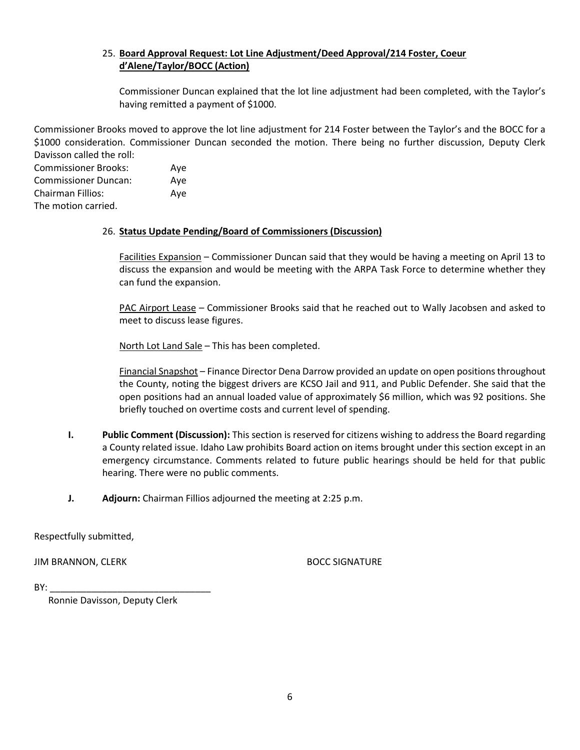25. **Board Approval Request: Lot Line Adjustment/Deed Approval/214 Foster, Coeur d'Alene/Taylor/BOCC (Action)**

    Commissioner Duncan explained that the lot line adjustment had been completed, with the Taylor's having remitted a payment of $1000.

Commissioner Brooks moved to approve the lot line adjustment for 214 Foster between the Taylor's and the BOCC for a $1000 consideration. Commissioner Duncan seconded the motion. There being no further discussion, Deputy Clerk Davisson called the roll:

| | |
|---|---|
| Commissioner Brooks: | Aye |
| Commissioner Duncan: | Aye |
| Chairman Fillios: | Aye |

The motion carried.

26. **Status Update Pending/Board of Commissioners (Discussion)**

    Facilities Expansion – Commissioner Duncan said that they would be having a meeting on April 13 to discuss the expansion and would be meeting with the ARPA Task Force to determine whether they can fund the expansion.

    PAC Airport Lease – Commissioner Brooks said that he reached out to Wally Jacobsen and asked to meet to discuss lease figures.

    North Lot Land Sale – This has been completed.

    Financial Snapshot – Finance Director Dena Darrow provided an update on open positions throughout the County, noting the biggest drivers are KCSO Jail and 911, and Public Defender. She said that the open positions had an annual loaded value of approximately $6 million, which was 92 positions. She briefly touched on overtime costs and current level of spending.

**I. Public Comment (Discussion):** This section is reserved for citizens wishing to address the Board regarding a County related issue. Idaho Law prohibits Board action on items brought under this section except in an emergency circumstance. Comments related to future public hearings should be held for that public hearing. There were no public comments.

**J. Adjourn:** Chairman Fillios adjourned the meeting at 2:25 p.m.

Respectfully submitted,

JIM BRANNON, CLERK BOCC SIGNATURE

BY: _______________________________
Ronnie Davisson, Deputy Clerk